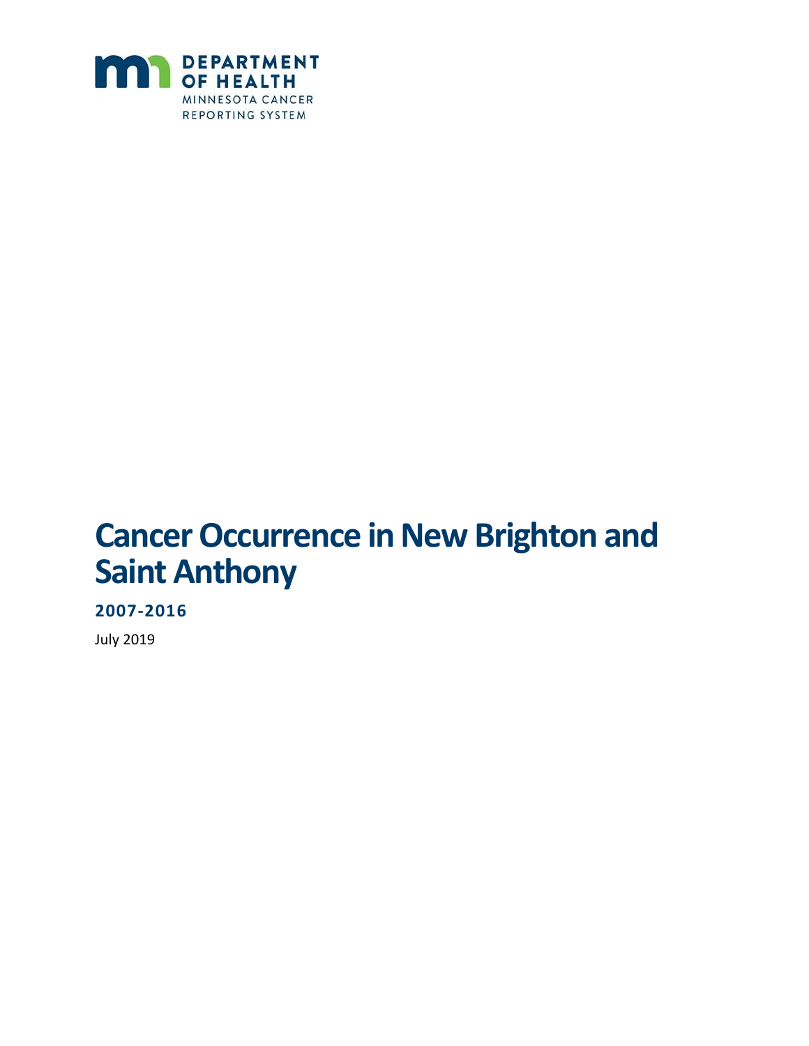DEPARTMENT OF HEALTH
MINNESOTA CANCER REPORTING SYSTEM

# Cancer Occurrence in New Brighton and Saint Anthony

## 2007-2016

July 2019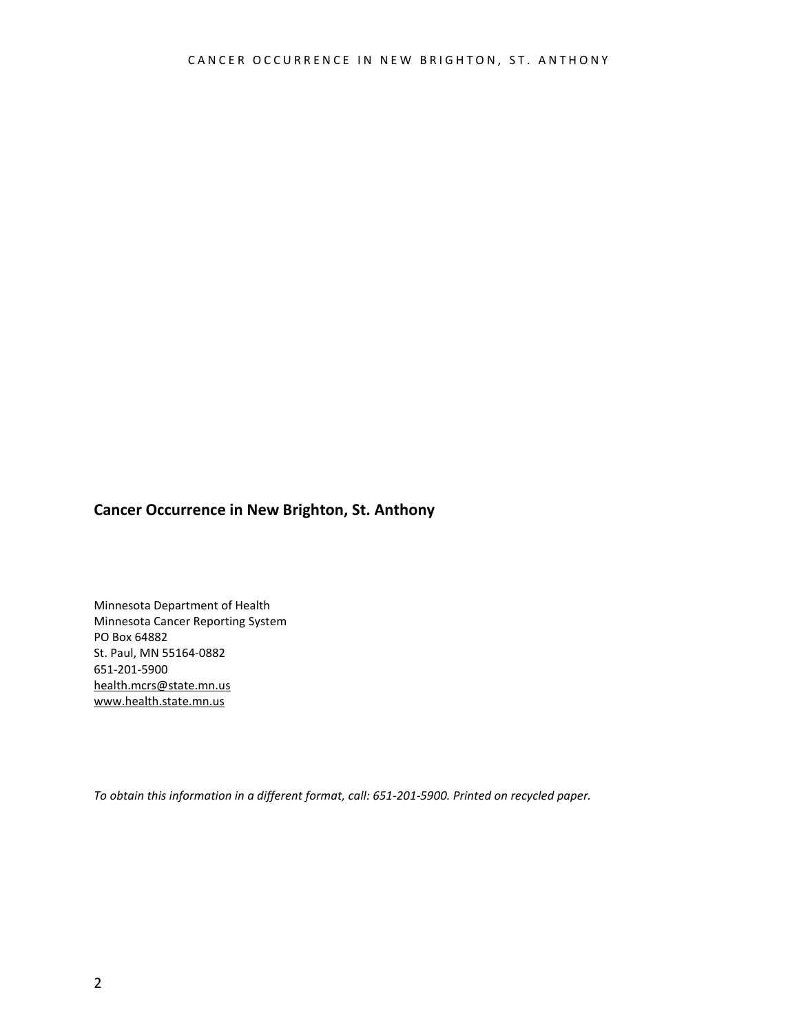**Cancer Occurrence in New Brighton, St. Anthony**

Minnesota Department of Health
Minnesota Cancer Reporting System
PO Box 64882
St. Paul, MN 55164-0882
651-201-5900
health.mcrs@state.mn.us
www.health.state.mn.us

*To obtain this information in a different format, call: 651-201-5900. Printed on recycled paper.*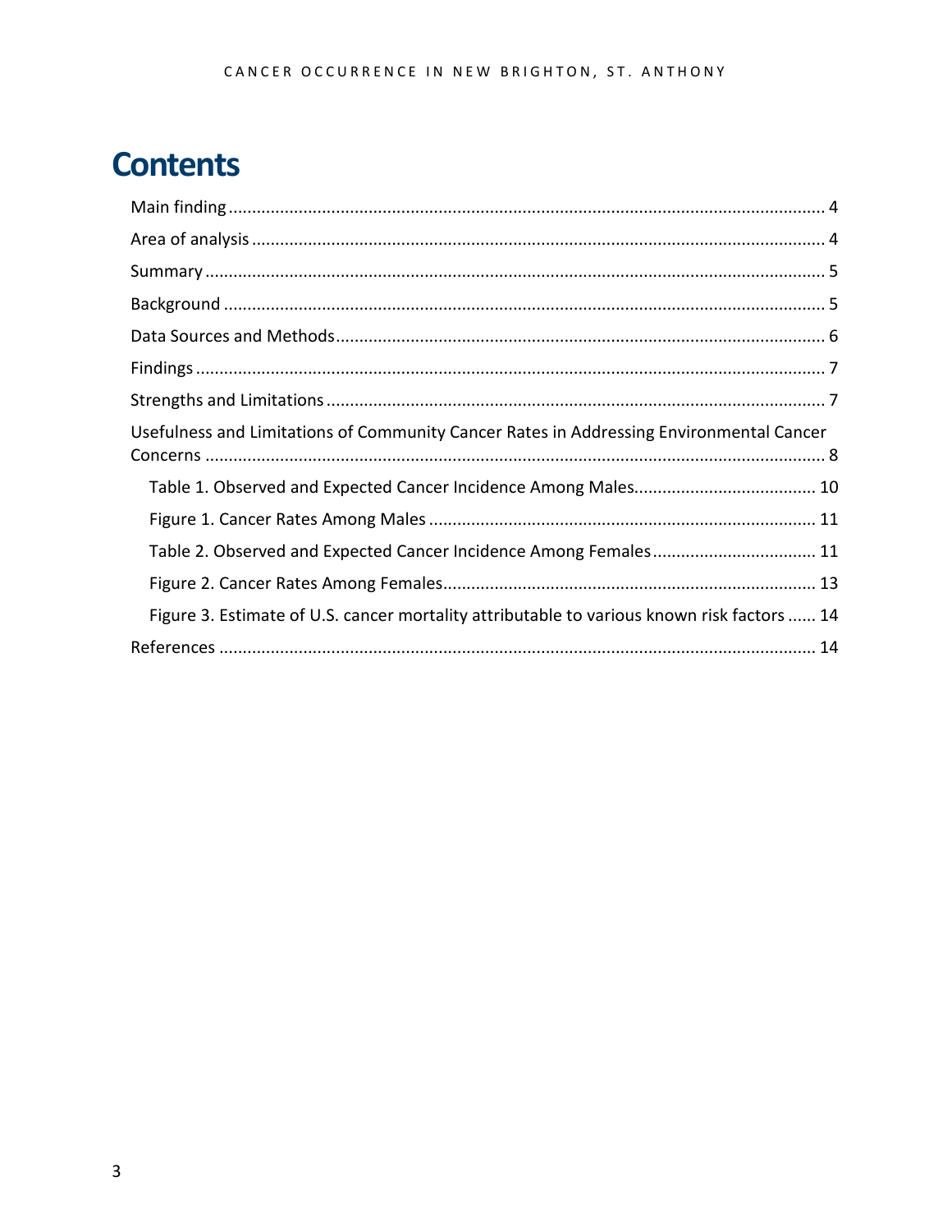# Contents

Main finding .......... 4

Area of analysis .......... 4

Summary .......... 5

Background .......... 5

Data Sources and Methods .......... 6

Findings .......... 7

Strengths and Limitations .......... 7

Usefulness and Limitations of Community Cancer Rates in Addressing Environmental Cancer Concerns .......... 8

- Table 1. Observed and Expected Cancer Incidence Among Males .......... 10
- Figure 1. Cancer Rates Among Males .......... 11
- Table 2. Observed and Expected Cancer Incidence Among Females .......... 11
- Figure 2. Cancer Rates Among Females .......... 13
- Figure 3. Estimate of U.S. cancer mortality attributable to various known risk factors .......... 14

References .......... 14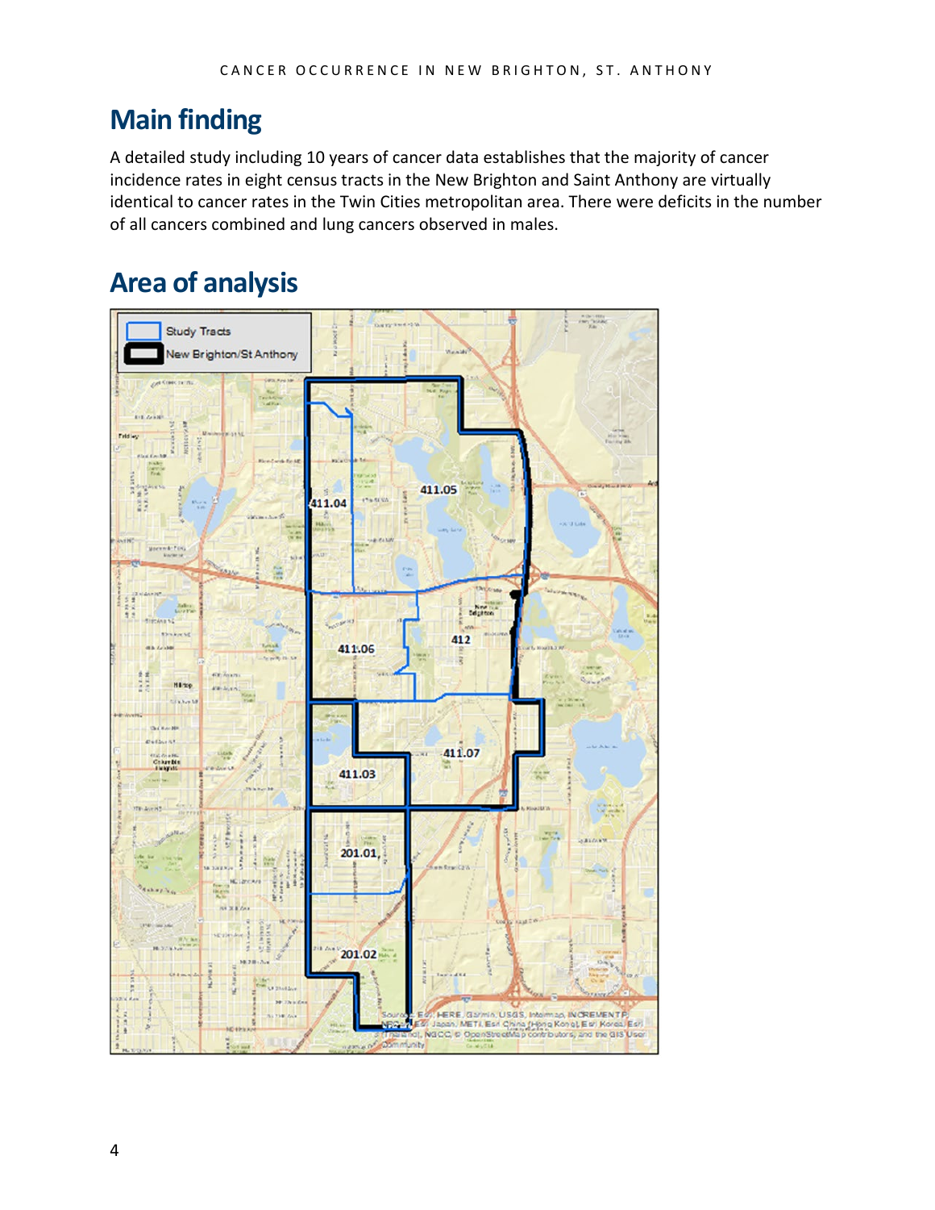## Main finding

A detailed study including 10 years of cancer data establishes that the majority of cancer incidence rates in eight census tracts in the New Brighton and Saint Anthony are virtually identical to cancer rates in the Twin Cities metropolitan area. There were deficits in the number of all cancers combined and lung cancers observed in males.

## Area of analysis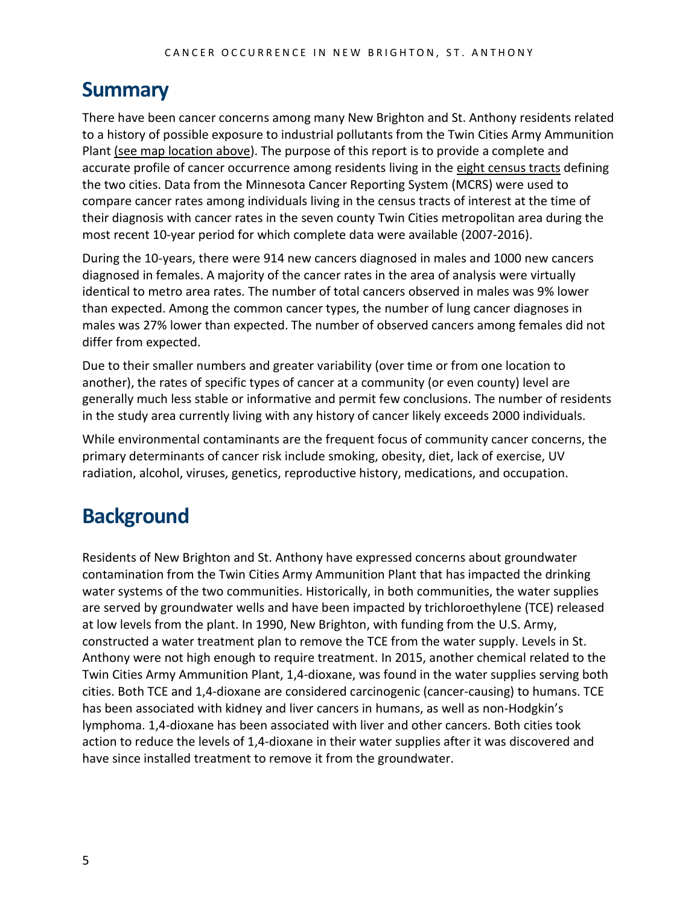## Summary

There have been cancer concerns among many New Brighton and St. Anthony residents related to a history of possible exposure to industrial pollutants from the Twin Cities Army Ammunition Plant (see map location above). The purpose of this report is to provide a complete and accurate profile of cancer occurrence among residents living in the eight census tracts defining the two cities. Data from the Minnesota Cancer Reporting System (MCRS) were used to compare cancer rates among individuals living in the census tracts of interest at the time of their diagnosis with cancer rates in the seven county Twin Cities metropolitan area during the most recent 10-year period for which complete data were available (2007-2016).

During the 10-years, there were 914 new cancers diagnosed in males and 1000 new cancers diagnosed in females. A majority of the cancer rates in the area of analysis were virtually identical to metro area rates. The number of total cancers observed in males was 9% lower than expected. Among the common cancer types, the number of lung cancer diagnoses in males was 27% lower than expected. The number of observed cancers among females did not differ from expected.

Due to their smaller numbers and greater variability (over time or from one location to another), the rates of specific types of cancer at a community (or even county) level are generally much less stable or informative and permit few conclusions. The number of residents in the study area currently living with any history of cancer likely exceeds 2000 individuals.

While environmental contaminants are the frequent focus of community cancer concerns, the primary determinants of cancer risk include smoking, obesity, diet, lack of exercise, UV radiation, alcohol, viruses, genetics, reproductive history, medications, and occupation.

## Background

Residents of New Brighton and St. Anthony have expressed concerns about groundwater contamination from the Twin Cities Army Ammunition Plant that has impacted the drinking water systems of the two communities. Historically, in both communities, the water supplies are served by groundwater wells and have been impacted by trichloroethylene (TCE) released at low levels from the plant. In 1990, New Brighton, with funding from the U.S. Army, constructed a water treatment plan to remove the TCE from the water supply. Levels in St. Anthony were not high enough to require treatment. In 2015, another chemical related to the Twin Cities Army Ammunition Plant, 1,4-dioxane, was found in the water supplies serving both cities. Both TCE and 1,4-dioxane are considered carcinogenic (cancer-causing) to humans. TCE has been associated with kidney and liver cancers in humans, as well as non-Hodgkin's lymphoma. 1,4-dioxane has been associated with liver and other cancers. Both cities took action to reduce the levels of 1,4-dioxane in their water supplies after it was discovered and have since installed treatment to remove it from the groundwater.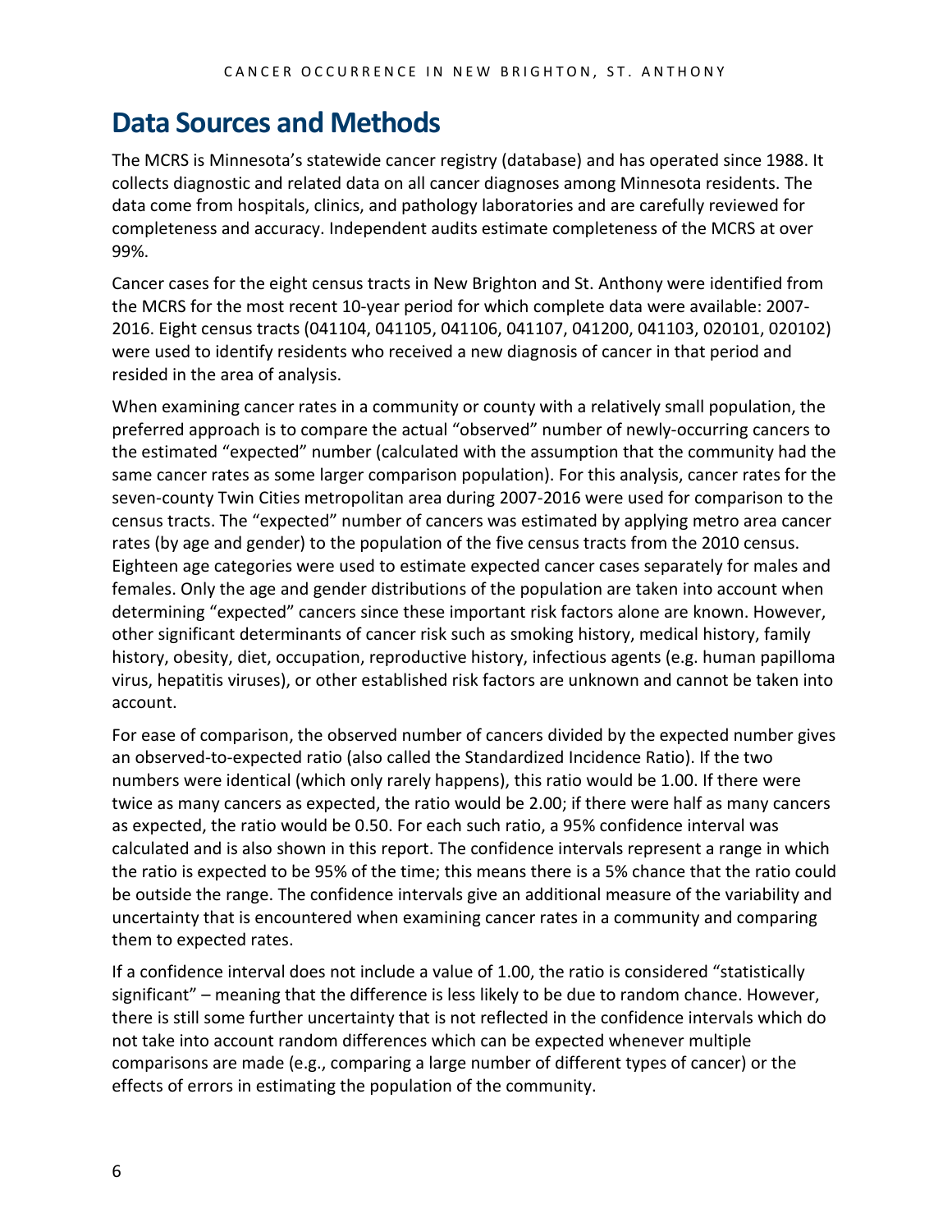# Data Sources and Methods

The MCRS is Minnesota's statewide cancer registry (database) and has operated since 1988. It collects diagnostic and related data on all cancer diagnoses among Minnesota residents. The data come from hospitals, clinics, and pathology laboratories and are carefully reviewed for completeness and accuracy. Independent audits estimate completeness of the MCRS at over 99%.

Cancer cases for the eight census tracts in New Brighton and St. Anthony were identified from the MCRS for the most recent 10-year period for which complete data were available: 2007-2016. Eight census tracts (041104, 041105, 041106, 041107, 041200, 041103, 020101, 020102) were used to identify residents who received a new diagnosis of cancer in that period and resided in the area of analysis.

When examining cancer rates in a community or county with a relatively small population, the preferred approach is to compare the actual "observed" number of newly-occurring cancers to the estimated "expected" number (calculated with the assumption that the community had the same cancer rates as some larger comparison population). For this analysis, cancer rates for the seven-county Twin Cities metropolitan area during 2007-2016 were used for comparison to the census tracts. The "expected" number of cancers was estimated by applying metro area cancer rates (by age and gender) to the population of the five census tracts from the 2010 census. Eighteen age categories were used to estimate expected cancer cases separately for males and females. Only the age and gender distributions of the population are taken into account when determining "expected" cancers since these important risk factors alone are known. However, other significant determinants of cancer risk such as smoking history, medical history, family history, obesity, diet, occupation, reproductive history, infectious agents (e.g. human papilloma virus, hepatitis viruses), or other established risk factors are unknown and cannot be taken into account.

For ease of comparison, the observed number of cancers divided by the expected number gives an observed-to-expected ratio (also called the Standardized Incidence Ratio). If the two numbers were identical (which only rarely happens), this ratio would be 1.00. If there were twice as many cancers as expected, the ratio would be 2.00; if there were half as many cancers as expected, the ratio would be 0.50. For each such ratio, a 95% confidence interval was calculated and is also shown in this report. The confidence intervals represent a range in which the ratio is expected to be 95% of the time; this means there is a 5% chance that the ratio could be outside the range. The confidence intervals give an additional measure of the variability and uncertainty that is encountered when examining cancer rates in a community and comparing them to expected rates.

If a confidence interval does not include a value of 1.00, the ratio is considered "statistically significant" – meaning that the difference is less likely to be due to random chance. However, there is still some further uncertainty that is not reflected in the confidence intervals which do not take into account random differences which can be expected whenever multiple comparisons are made (e.g., comparing a large number of different types of cancer) or the effects of errors in estimating the population of the community.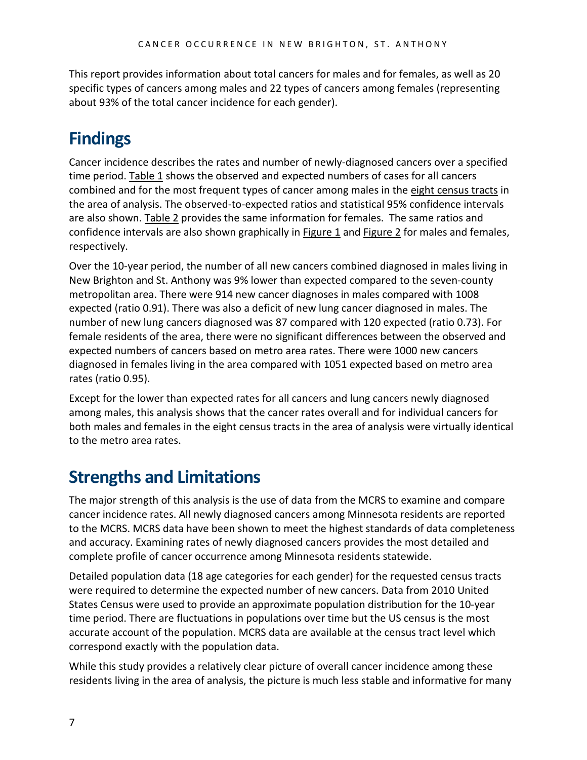This report provides information about total cancers for males and for females, as well as 20 specific types of cancers among males and 22 types of cancers among females (representing about 93% of the total cancer incidence for each gender).

# Findings

Cancer incidence describes the rates and number of newly-diagnosed cancers over a specified time period. Table 1 shows the observed and expected numbers of cases for all cancers combined and for the most frequent types of cancer among males in the eight census tracts in the area of analysis. The observed-to-expected ratios and statistical 95% confidence intervals are also shown. Table 2 provides the same information for females. The same ratios and confidence intervals are also shown graphically in Figure 1 and Figure 2 for males and females, respectively.

Over the 10-year period, the number of all new cancers combined diagnosed in males living in New Brighton and St. Anthony was 9% lower than expected compared to the seven-county metropolitan area. There were 914 new cancer diagnoses in males compared with 1008 expected (ratio 0.91). There was also a deficit of new lung cancer diagnosed in males. The number of new lung cancers diagnosed was 87 compared with 120 expected (ratio 0.73). For female residents of the area, there were no significant differences between the observed and expected numbers of cancers based on metro area rates. There were 1000 new cancers diagnosed in females living in the area compared with 1051 expected based on metro area rates (ratio 0.95).

Except for the lower than expected rates for all cancers and lung cancers newly diagnosed among males, this analysis shows that the cancer rates overall and for individual cancers for both males and females in the eight census tracts in the area of analysis were virtually identical to the metro area rates.

# Strengths and Limitations

The major strength of this analysis is the use of data from the MCRS to examine and compare cancer incidence rates. All newly diagnosed cancers among Minnesota residents are reported to the MCRS. MCRS data have been shown to meet the highest standards of data completeness and accuracy. Examining rates of newly diagnosed cancers provides the most detailed and complete profile of cancer occurrence among Minnesota residents statewide.

Detailed population data (18 age categories for each gender) for the requested census tracts were required to determine the expected number of new cancers. Data from 2010 United States Census were used to provide an approximate population distribution for the 10-year time period. There are fluctuations in populations over time but the US census is the most accurate account of the population. MCRS data are available at the census tract level which correspond exactly with the population data.

While this study provides a relatively clear picture of overall cancer incidence among these residents living in the area of analysis, the picture is much less stable and informative for many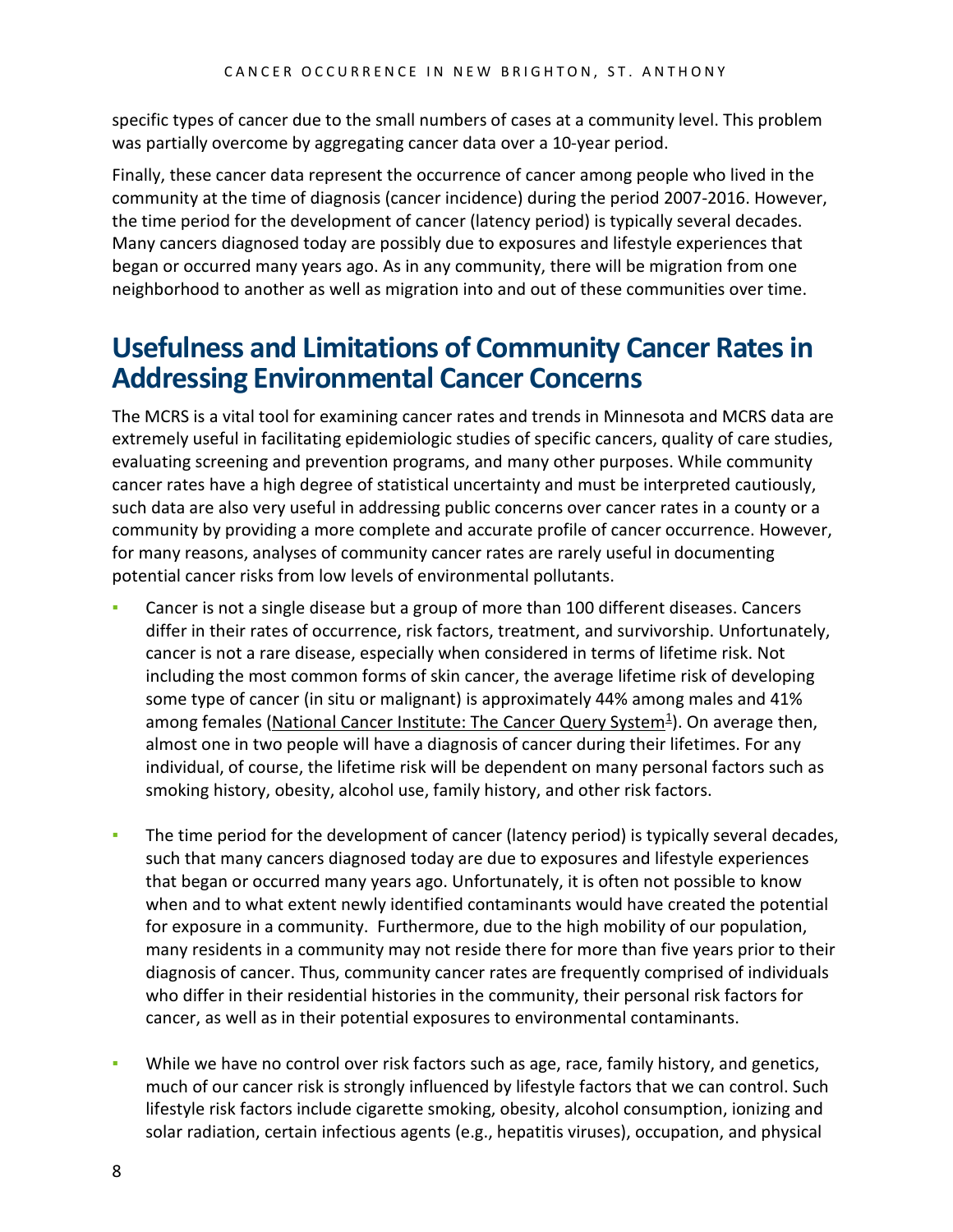specific types of cancer due to the small numbers of cases at a community level. This problem was partially overcome by aggregating cancer data over a 10-year period.

Finally, these cancer data represent the occurrence of cancer among people who lived in the community at the time of diagnosis (cancer incidence) during the period 2007-2016. However, the time period for the development of cancer (latency period) is typically several decades. Many cancers diagnosed today are possibly due to exposures and lifestyle experiences that began or occurred many years ago. As in any community, there will be migration from one neighborhood to another as well as migration into and out of these communities over time.

## Usefulness and Limitations of Community Cancer Rates in Addressing Environmental Cancer Concerns

The MCRS is a vital tool for examining cancer rates and trends in Minnesota and MCRS data are extremely useful in facilitating epidemiologic studies of specific cancers, quality of care studies, evaluating screening and prevention programs, and many other purposes. While community cancer rates have a high degree of statistical uncertainty and must be interpreted cautiously, such data are also very useful in addressing public concerns over cancer rates in a county or a community by providing a more complete and accurate profile of cancer occurrence. However, for many reasons, analyses of community cancer rates are rarely useful in documenting potential cancer risks from low levels of environmental pollutants.

- Cancer is not a single disease but a group of more than 100 different diseases. Cancers differ in their rates of occurrence, risk factors, treatment, and survivorship. Unfortunately, cancer is not a rare disease, especially when considered in terms of lifetime risk. Not including the most common forms of skin cancer, the average lifetime risk of developing some type of cancer (in situ or malignant) is approximately 44% among males and 41% among females (National Cancer Institute: The Cancer Query System[1]). On average then, almost one in two people will have a diagnosis of cancer during their lifetimes. For any individual, of course, the lifetime risk will be dependent on many personal factors such as smoking history, obesity, alcohol use, family history, and other risk factors.

- The time period for the development of cancer (latency period) is typically several decades, such that many cancers diagnosed today are due to exposures and lifestyle experiences that began or occurred many years ago. Unfortunately, it is often not possible to know when and to what extent newly identified contaminants would have created the potential for exposure in a community. Furthermore, due to the high mobility of our population, many residents in a community may not reside there for more than five years prior to their diagnosis of cancer. Thus, community cancer rates are frequently comprised of individuals who differ in their residential histories in the community, their personal risk factors for cancer, as well as in their potential exposures to environmental contaminants.

- While we have no control over risk factors such as age, race, family history, and genetics, much of our cancer risk is strongly influenced by lifestyle factors that we can control. Such lifestyle risk factors include cigarette smoking, obesity, alcohol consumption, ionizing and solar radiation, certain infectious agents (e.g., hepatitis viruses), occupation, and physical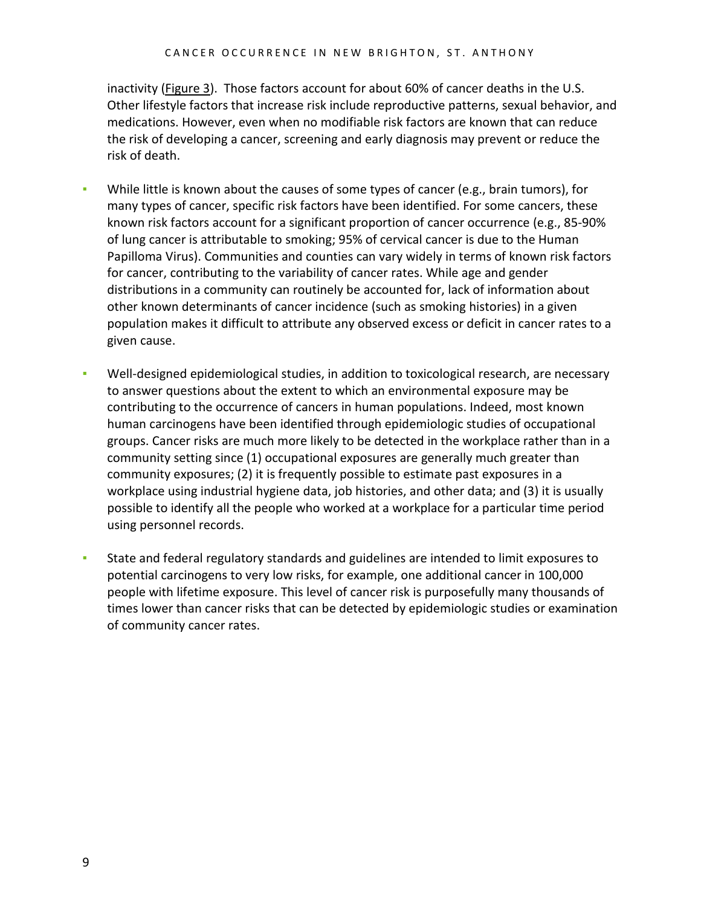inactivity (Figure 3). Those factors account for about 60% of cancer deaths in the U.S. Other lifestyle factors that increase risk include reproductive patterns, sexual behavior, and medications. However, even when no modifiable risk factors are known that can reduce the risk of developing a cancer, screening and early diagnosis may prevent or reduce the risk of death.

- While little is known about the causes of some types of cancer (e.g., brain tumors), for many types of cancer, specific risk factors have been identified. For some cancers, these known risk factors account for a significant proportion of cancer occurrence (e.g., 85-90% of lung cancer is attributable to smoking; 95% of cervical cancer is due to the Human Papilloma Virus). Communities and counties can vary widely in terms of known risk factors for cancer, contributing to the variability of cancer rates. While age and gender distributions in a community can routinely be accounted for, lack of information about other known determinants of cancer incidence (such as smoking histories) in a given population makes it difficult to attribute any observed excess or deficit in cancer rates to a given cause.

- Well-designed epidemiological studies, in addition to toxicological research, are necessary to answer questions about the extent to which an environmental exposure may be contributing to the occurrence of cancers in human populations. Indeed, most known human carcinogens have been identified through epidemiologic studies of occupational groups. Cancer risks are much more likely to be detected in the workplace rather than in a community setting since (1) occupational exposures are generally much greater than community exposures; (2) it is frequently possible to estimate past exposures in a workplace using industrial hygiene data, job histories, and other data; and (3) it is usually possible to identify all the people who worked at a workplace for a particular time period using personnel records.

- State and federal regulatory standards and guidelines are intended to limit exposures to potential carcinogens to very low risks, for example, one additional cancer in 100,000 people with lifetime exposure. This level of cancer risk is purposefully many thousands of times lower than cancer risks that can be detected by epidemiologic studies or examination of community cancer rates.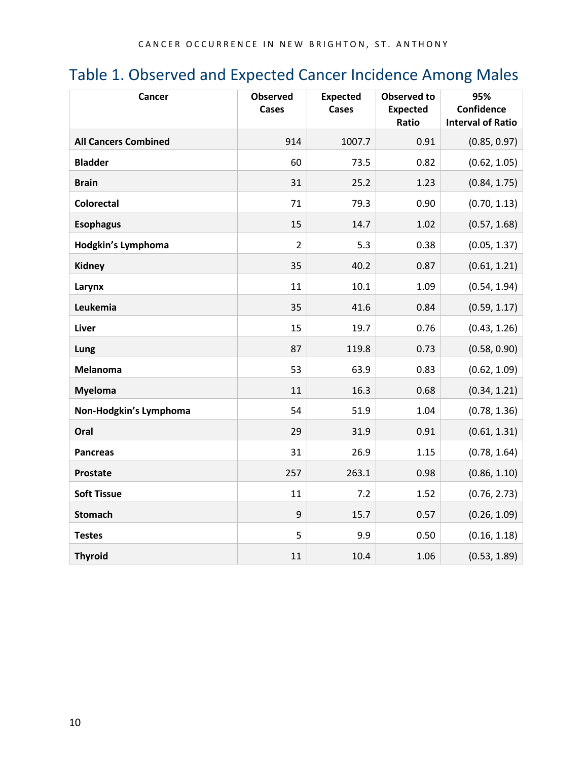## Table 1. Observed and Expected Cancer Incidence Among Males

| Cancer | Observed Cases | Expected Cases | Observed to Expected Ratio | 95% Confidence Interval of Ratio |
|---|---|---|---|---|
| **All Cancers Combined** | 914 | 1007.7 | 0.91 | (0.85, 0.97) |
| **Bladder** | 60 | 73.5 | 0.82 | (0.62, 1.05) |
| **Brain** | 31 | 25.2 | 1.23 | (0.84, 1.75) |
| **Colorectal** | 71 | 79.3 | 0.90 | (0.70, 1.13) |
| **Esophagus** | 15 | 14.7 | 1.02 | (0.57, 1.68) |
| **Hodgkin's Lymphoma** | 2 | 5.3 | 0.38 | (0.05, 1.37) |
| **Kidney** | 35 | 40.2 | 0.87 | (0.61, 1.21) |
| **Larynx** | 11 | 10.1 | 1.09 | (0.54, 1.94) |
| **Leukemia** | 35 | 41.6 | 0.84 | (0.59, 1.17) |
| **Liver** | 15 | 19.7 | 0.76 | (0.43, 1.26) |
| **Lung** | 87 | 119.8 | 0.73 | (0.58, 0.90) |
| **Melanoma** | 53 | 63.9 | 0.83 | (0.62, 1.09) |
| **Myeloma** | 11 | 16.3 | 0.68 | (0.34, 1.21) |
| **Non-Hodgkin's Lymphoma** | 54 | 51.9 | 1.04 | (0.78, 1.36) |
| **Oral** | 29 | 31.9 | 0.91 | (0.61, 1.31) |
| **Pancreas** | 31 | 26.9 | 1.15 | (0.78, 1.64) |
| **Prostate** | 257 | 263.1 | 0.98 | (0.86, 1.10) |
| **Soft Tissue** | 11 | 7.2 | 1.52 | (0.76, 2.73) |
| **Stomach** | 9 | 15.7 | 0.57 | (0.26, 1.09) |
| **Testes** | 5 | 9.9 | 0.50 | (0.16, 1.18) |
| **Thyroid** | 11 | 10.4 | 1.06 | (0.53, 1.89) |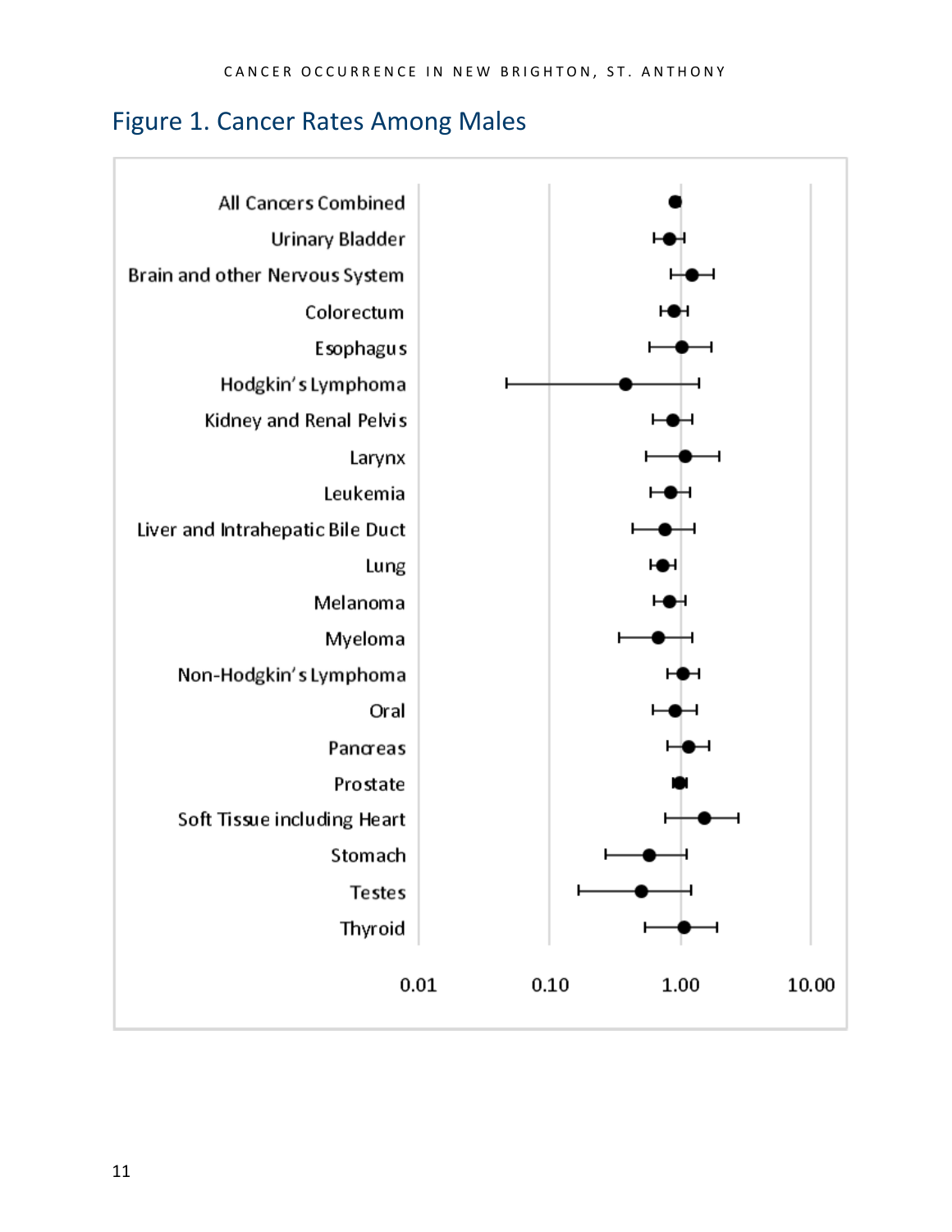## Figure 1. Cancer Rates Among Males

All Cancers Combined
Urinary Bladder
Brain and other Nervous System
Colorectum
Esophagus
Hodgkin's Lymphoma
Kidney and Renal Pelvis
Larynx
Leukemia
Liver and Intrahepatic Bile Duct
Lung
Melanoma
Myeloma
Non-Hodgkin's Lymphoma
Oral
Pancreas
Prostate
Soft Tissue including Heart
Stomach
Testes
Thyroid

0.01 0.10 1.00 10.00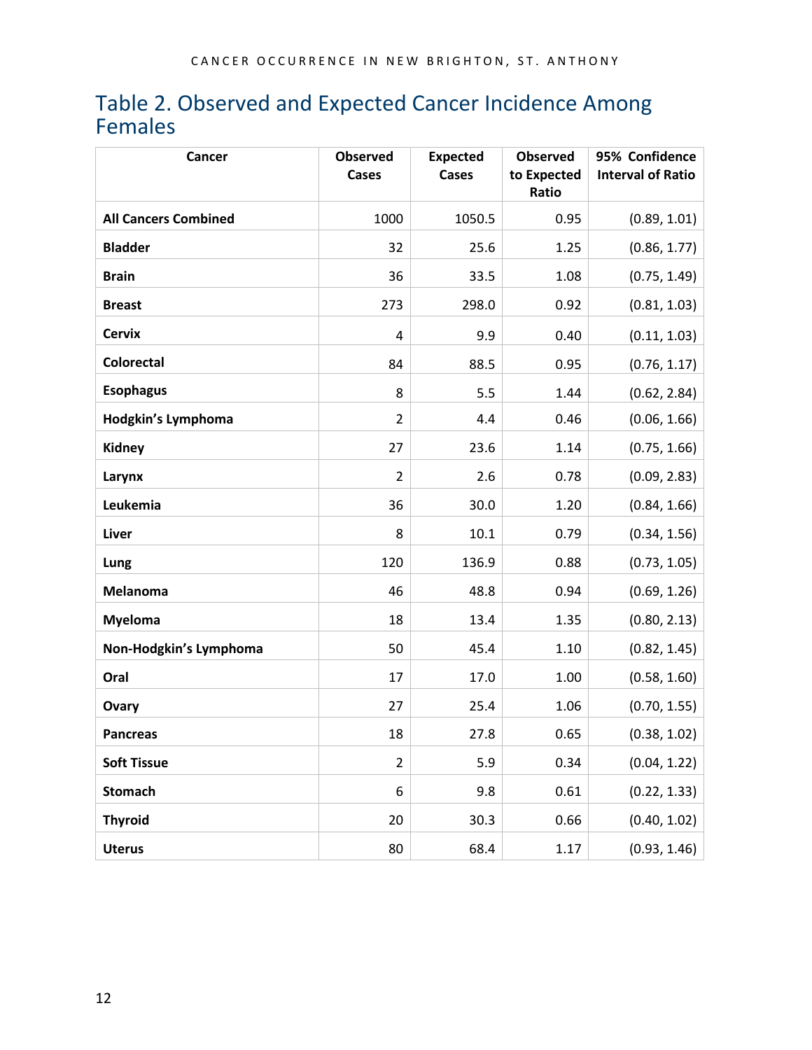## Table 2. Observed and Expected Cancer Incidence Among Females

| Cancer | Observed Cases | Expected Cases | Observed to Expected Ratio | 95% Confidence Interval of Ratio |
|---|---|---|---|---|
| **All Cancers Combined** | 1000 | 1050.5 | 0.95 | (0.89, 1.01) |
| **Bladder** | 32 | 25.6 | 1.25 | (0.86, 1.77) |
| **Brain** | 36 | 33.5 | 1.08 | (0.75, 1.49) |
| **Breast** | 273 | 298.0 | 0.92 | (0.81, 1.03) |
| **Cervix** | 4 | 9.9 | 0.40 | (0.11, 1.03) |
| **Colorectal** | 84 | 88.5 | 0.95 | (0.76, 1.17) |
| **Esophagus** | 8 | 5.5 | 1.44 | (0.62, 2.84) |
| **Hodgkin's Lymphoma** | 2 | 4.4 | 0.46 | (0.06, 1.66) |
| **Kidney** | 27 | 23.6 | 1.14 | (0.75, 1.66) |
| **Larynx** | 2 | 2.6 | 0.78 | (0.09, 2.83) |
| **Leukemia** | 36 | 30.0 | 1.20 | (0.84, 1.66) |
| **Liver** | 8 | 10.1 | 0.79 | (0.34, 1.56) |
| **Lung** | 120 | 136.9 | 0.88 | (0.73, 1.05) |
| **Melanoma** | 46 | 48.8 | 0.94 | (0.69, 1.26) |
| **Myeloma** | 18 | 13.4 | 1.35 | (0.80, 2.13) |
| **Non-Hodgkin's Lymphoma** | 50 | 45.4 | 1.10 | (0.82, 1.45) |
| **Oral** | 17 | 17.0 | 1.00 | (0.58, 1.60) |
| **Ovary** | 27 | 25.4 | 1.06 | (0.70, 1.55) |
| **Pancreas** | 18 | 27.8 | 0.65 | (0.38, 1.02) |
| **Soft Tissue** | 2 | 5.9 | 0.34 | (0.04, 1.22) |
| **Stomach** | 6 | 9.8 | 0.61 | (0.22, 1.33) |
| **Thyroid** | 20 | 30.3 | 0.66 | (0.40, 1.02) |
| **Uterus** | 80 | 68.4 | 1.17 | (0.93, 1.46) |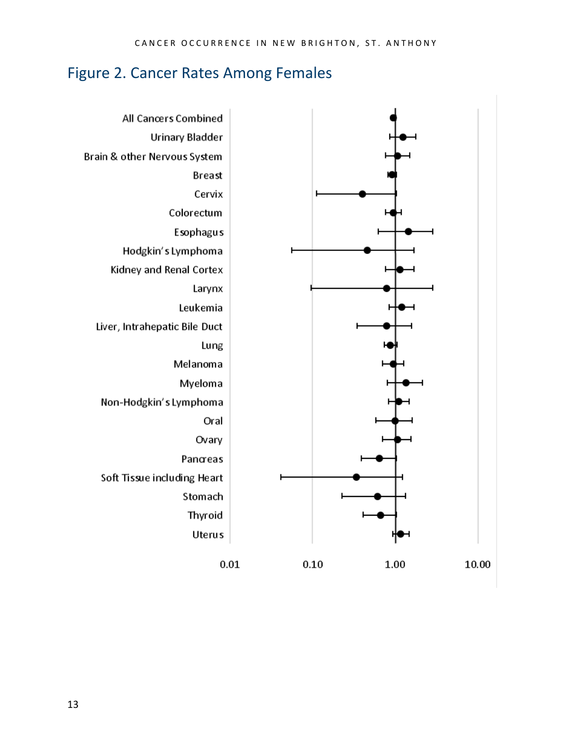## Figure 2. Cancer Rates Among Females

All Cancers Combined
Urinary Bladder
Brain & other Nervous System
Breast
Cervix
Colorectum
Esophagus
Hodgkin's Lymphoma
Kidney and Renal Cortex
Larynx
Leukemia
Liver, Intrahepatic Bile Duct
Lung
Melanoma
Myeloma
Non-Hodgkin's Lymphoma
Oral
Ovary
Pancreas
Soft Tissue including Heart
Stomach
Thyroid
Uterus

0.01 0.10 1.00 10.00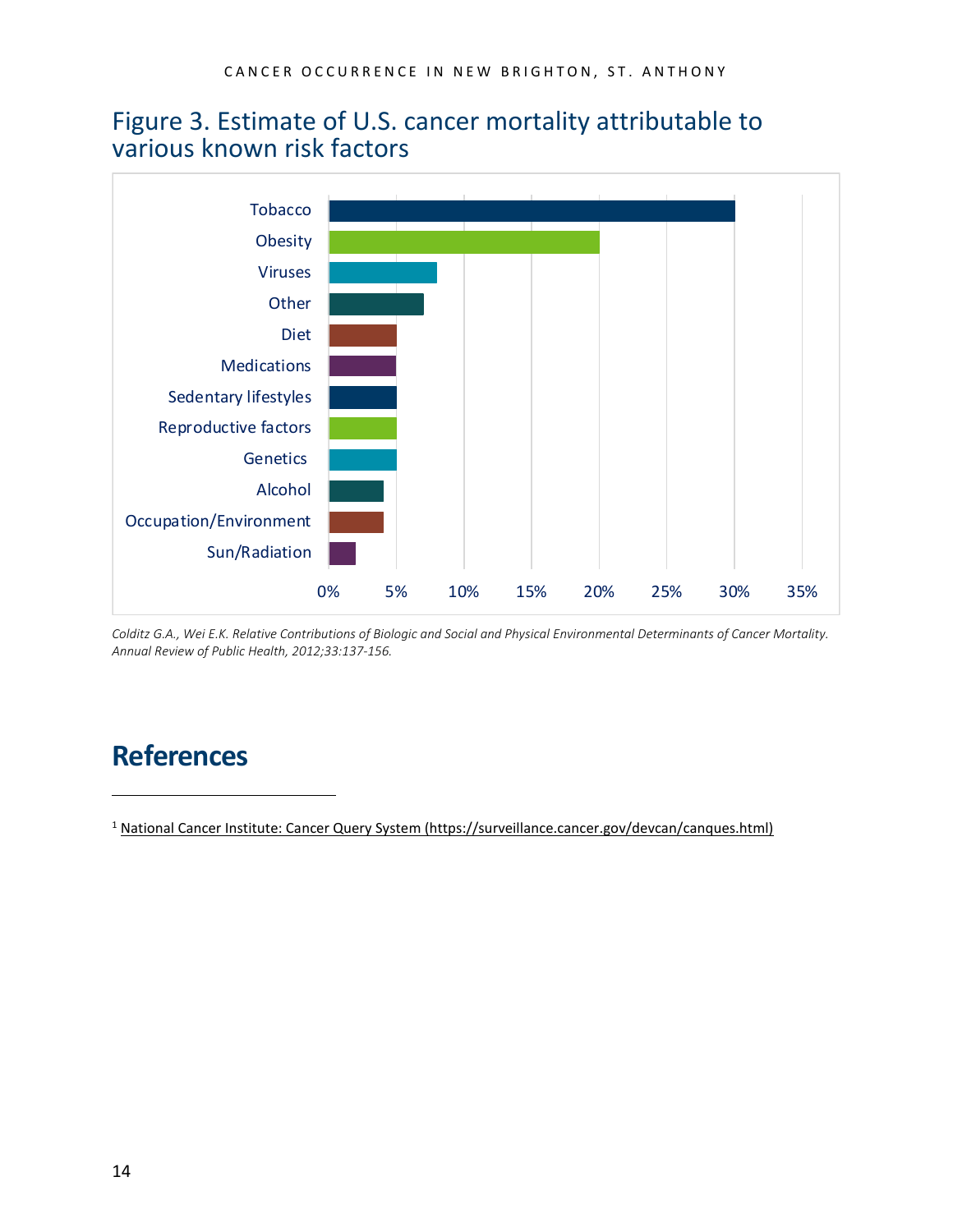## Figure 3. Estimate of U.S. cancer mortality attributable to various known risk factors

Tobacco
Obesity
Viruses
Other
Diet
Medications
Sedentary lifestyles
Reproductive factors
Genetics
Alcohol
Occupation/Environment
Sun/Radiation

0% 5% 10% 15% 20% 25% 30% 35%

*Colditz G.A., Wei E.K. Relative Contributions of Biologic and Social and Physical Environmental Determinants of Cancer Mortality. Annual Review of Public Health, 2012;33:137-156.*

# References

[1] National Cancer Institute: Cancer Query System (https://surveillance.cancer.gov/devcan/canques.html)